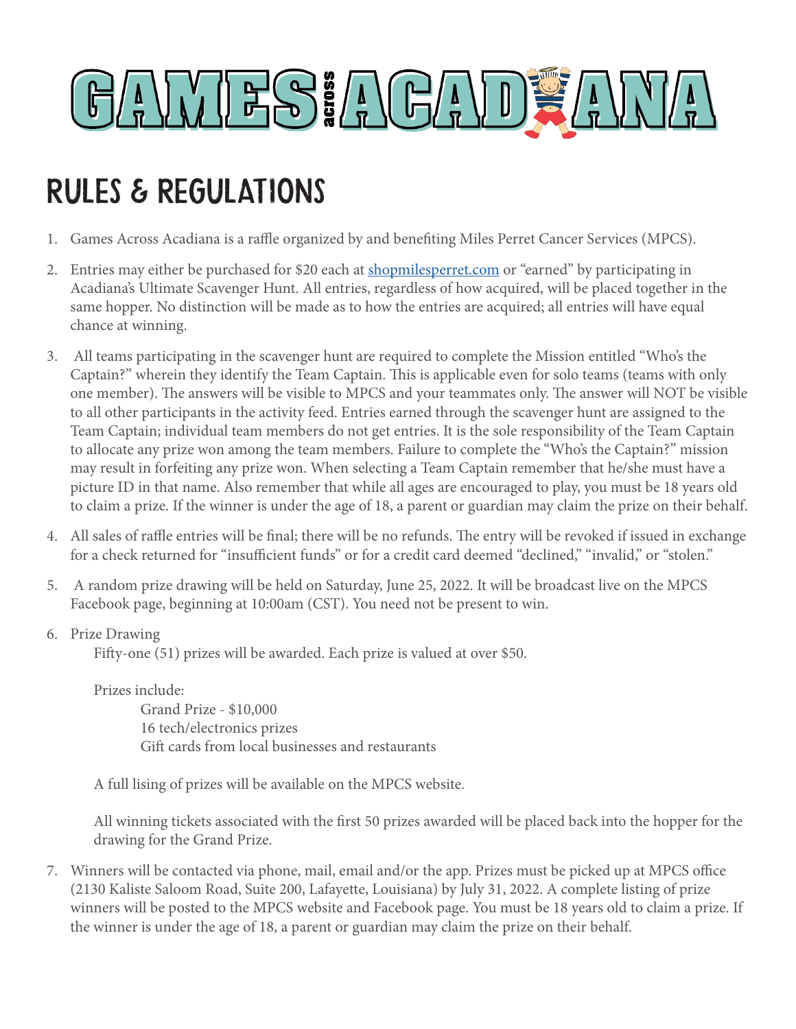# GAMES across ACADIANA

## RULES & REGULATIONS

1. Games Across Acadiana is a raffle organized by and benefiting Miles Perret Cancer Services (MPCS).
2. Entries may either be purchased for $20 each at shopmilesperret.com or "earned" by participating in Acadiana's Ultimate Scavenger Hunt. All entries, regardless of how acquired, will be placed together in the same hopper. No distinction will be made as to how the entries are acquired; all entries will have equal chance at winning.
3. All teams participating in the scavenger hunt are required to complete the Mission entitled "Who's the Captain?" wherein they identify the Team Captain. This is applicable even for solo teams (teams with only one member). The answers will be visible to MPCS and your teammates only. The answer will NOT be visible to all other participants in the activity feed. Entries earned through the scavenger hunt are assigned to the Team Captain; individual team members do not get entries. It is the sole responsibility of the Team Captain to allocate any prize won among the team members. Failure to complete the "Who's the Captain?" mission may result in forfeiting any prize won. When selecting a Team Captain remember that he/she must have a picture ID in that name. Also remember that while all ages are encouraged to play, you must be 18 years old to claim a prize. If the winner is under the age of 18, a parent or guardian may claim the prize on their behalf.
4. All sales of raffle entries will be final; there will be no refunds. The entry will be revoked if issued in exchange for a check returned for "insufficient funds" or for a credit card deemed "declined," "invalid," or "stolen."
5. A random prize drawing will be held on Saturday, June 25, 2022. It will be broadcast live on the MPCS Facebook page, beginning at 10:00am (CST). You need not be present to win.
6. Prize Drawing

   Fifty-one (51) prizes will be awarded. Each prize is valued at over $50.

   Prizes include:

   - Grand Prize - $10,000
   - 16 tech/electronics prizes
   - Gift cards from local businesses and restaurants

   A full lising of prizes will be available on the MPCS website.

   All winning tickets associated with the first 50 prizes awarded will be placed back into the hopper for the drawing for the Grand Prize.
7. Winners will be contacted via phone, mail, email and/or the app. Prizes must be picked up at MPCS office (2130 Kaliste Saloom Road, Suite 200, Lafayette, Louisiana) by July 31, 2022. A complete listing of prize winners will be posted to the MPCS website and Facebook page. You must be 18 years old to claim a prize. If the winner is under the age of 18, a parent or guardian may claim the prize on their behalf.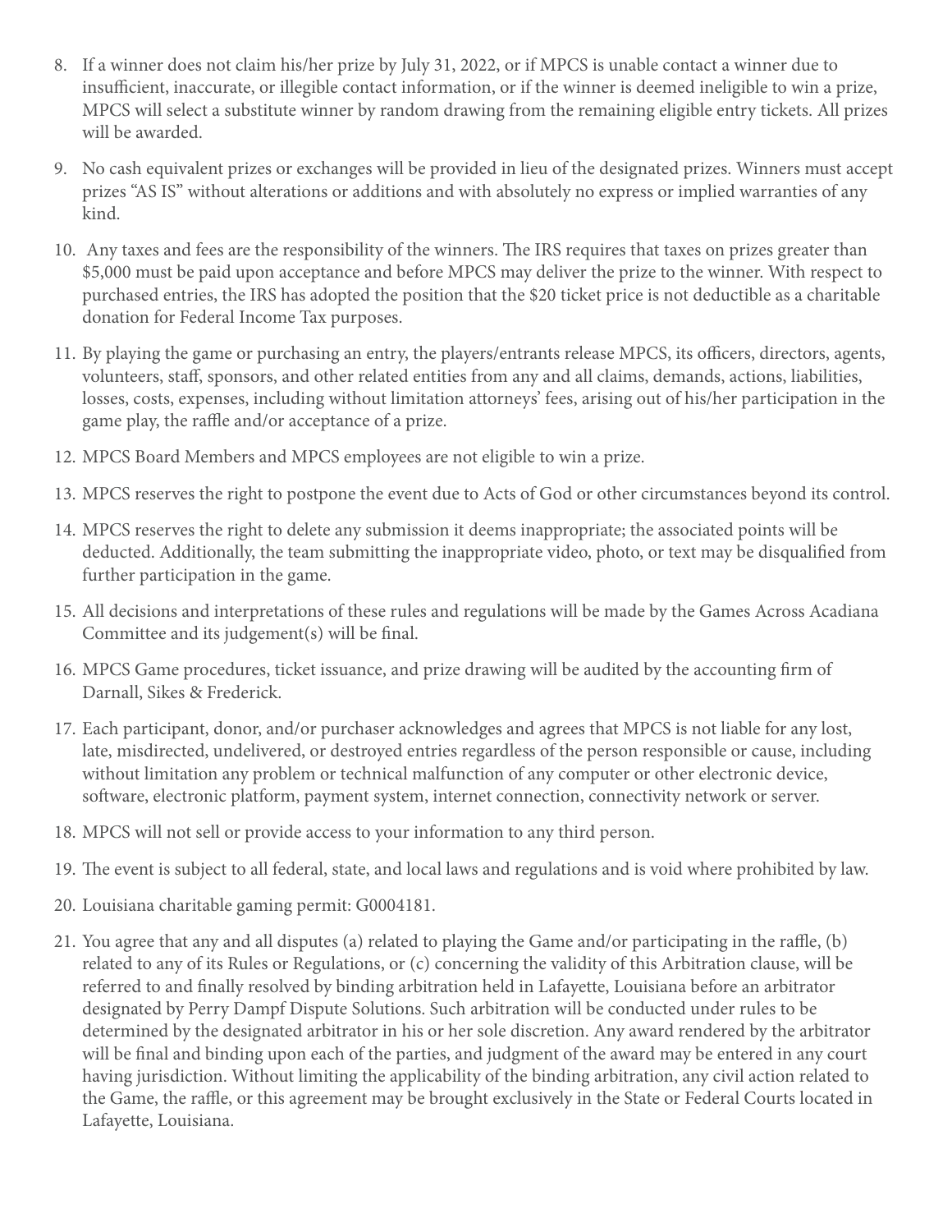8. If a winner does not claim his/her prize by July 31, 2022, or if MPCS is unable contact a winner due to insufficient, inaccurate, or illegible contact information, or if the winner is deemed ineligible to win a prize, MPCS will select a substitute winner by random drawing from the remaining eligible entry tickets. All prizes will be awarded.
9. No cash equivalent prizes or exchanges will be provided in lieu of the designated prizes. Winners must accept prizes "AS IS" without alterations or additions and with absolutely no express or implied warranties of any kind.
10. Any taxes and fees are the responsibility of the winners. The IRS requires that taxes on prizes greater than $5,000 must be paid upon acceptance and before MPCS may deliver the prize to the winner. With respect to purchased entries, the IRS has adopted the position that the $20 ticket price is not deductible as a charitable donation for Federal Income Tax purposes.
11. By playing the game or purchasing an entry, the players/entrants release MPCS, its officers, directors, agents, volunteers, staff, sponsors, and other related entities from any and all claims, demands, actions, liabilities, losses, costs, expenses, including without limitation attorneys' fees, arising out of his/her participation in the game play, the raffle and/or acceptance of a prize.
12. MPCS Board Members and MPCS employees are not eligible to win a prize.
13. MPCS reserves the right to postpone the event due to Acts of God or other circumstances beyond its control.
14. MPCS reserves the right to delete any submission it deems inappropriate; the associated points will be deducted. Additionally, the team submitting the inappropriate video, photo, or text may be disqualified from further participation in the game.
15. All decisions and interpretations of these rules and regulations will be made by the Games Across Acadiana Committee and its judgement(s) will be final.
16. MPCS Game procedures, ticket issuance, and prize drawing will be audited by the accounting firm of Darnall, Sikes & Frederick.
17. Each participant, donor, and/or purchaser acknowledges and agrees that MPCS is not liable for any lost, late, misdirected, undelivered, or destroyed entries regardless of the person responsible or cause, including without limitation any problem or technical malfunction of any computer or other electronic device, software, electronic platform, payment system, internet connection, connectivity network or server.
18. MPCS will not sell or provide access to your information to any third person.
19. The event is subject to all federal, state, and local laws and regulations and is void where prohibited by law.
20. Louisiana charitable gaming permit: G0004181.
21. You agree that any and all disputes (a) related to playing the Game and/or participating in the raffle, (b) related to any of its Rules or Regulations, or (c) concerning the validity of this Arbitration clause, will be referred to and finally resolved by binding arbitration held in Lafayette, Louisiana before an arbitrator designated by Perry Dampf Dispute Solutions. Such arbitration will be conducted under rules to be determined by the designated arbitrator in his or her sole discretion. Any award rendered by the arbitrator will be final and binding upon each of the parties, and judgment of the award may be entered in any court having jurisdiction. Without limiting the applicability of the binding arbitration, any civil action related to the Game, the raffle, or this agreement may be brought exclusively in the State or Federal Courts located in Lafayette, Louisiana.